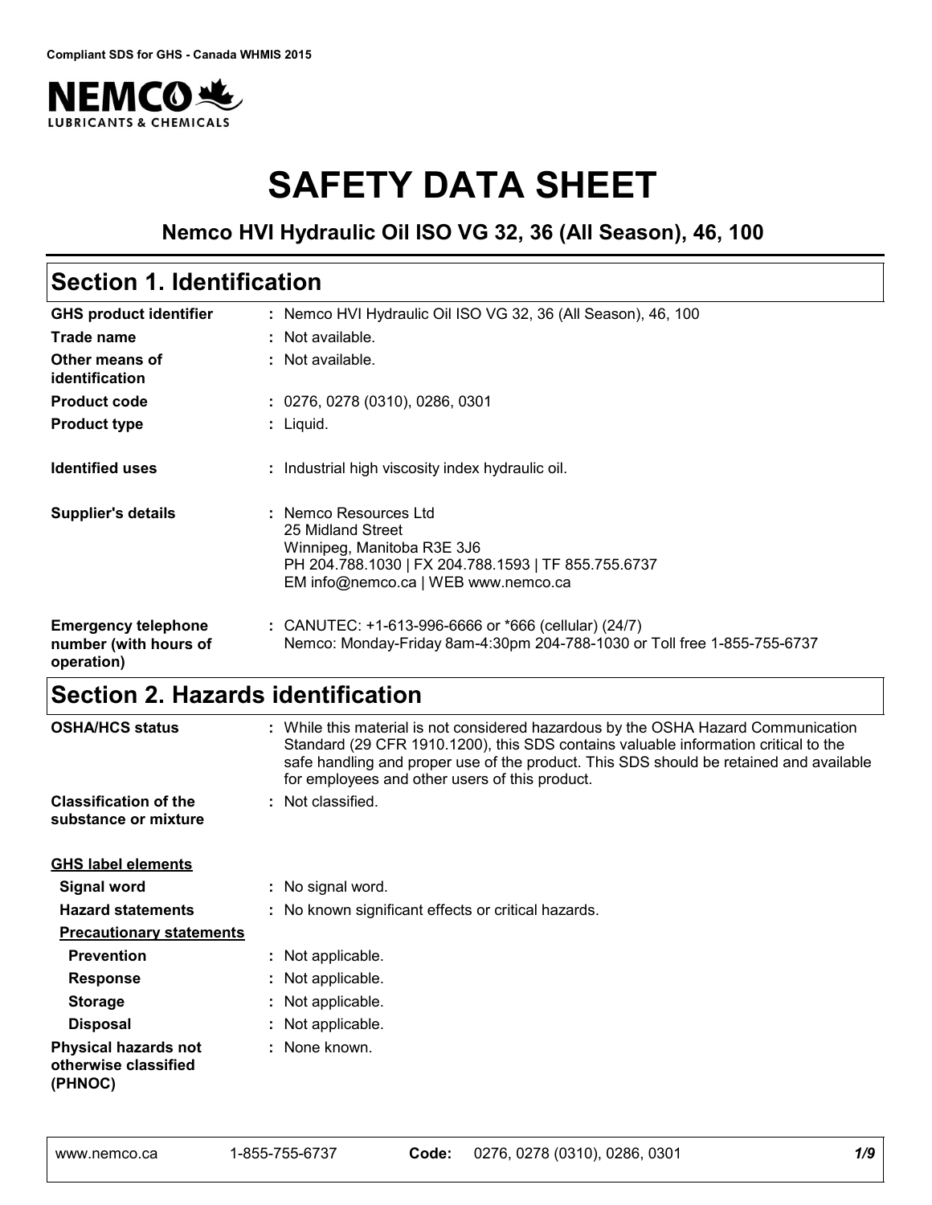Compliant SDS for GHS - Canada WHMIS 2015

NEMCO LUBRICANTS & CHEMICALS

# SAFETY DATA SHEET

### Nemco HVI Hydraulic Oil ISO VG 32, 36 (All Season), 46, 100

## Section 1. Identification

| | |
|---|---|
| **GHS product identifier** | : Nemco HVI Hydraulic Oil ISO VG 32, 36 (All Season), 46, 100 |
| **Trade name** | : Not available. |
| **Other means of identification** | : Not available. |
| **Product code** | : 0276, 0278 (0310), 0286, 0301 |
| **Product type** | : Liquid. |
| **Identified uses** | : Industrial high viscosity index hydraulic oil. |
| **Supplier's details** | : Nemco Resources Ltd<br>25 Midland Street<br>Winnipeg, Manitoba R3E 3J6<br>PH 204.788.1030 \| FX 204.788.1593 \| TF 855.755.6737<br>EM info@nemco.ca \| WEB www.nemco.ca |
| **Emergency telephone number (with hours of operation)** | : CANUTEC: +1-613-996-6666 or *666 (cellular) (24/7)<br>Nemco: Monday-Friday 8am-4:30pm 204-788-1030 or Toll free 1-855-755-6737 |

## Section 2. Hazards identification

| | |
|---|---|
| **OSHA/HCS status** | : While this material is not considered hazardous by the OSHA Hazard Communication Standard (29 CFR 1910.1200), this SDS contains valuable information critical to the safe handling and proper use of the product. This SDS should be retained and available for employees and other users of this product. |
| **Classification of the substance or mixture** | : Not classified. |

**GHS label elements**

| | |
|---|---|
| **Signal word** | : No signal word. |
| **Hazard statements** | : No known significant effects or critical hazards. |

**Precautionary statements**

| | |
|---|---|
| **Prevention** | : Not applicable. |
| **Response** | : Not applicable. |
| **Storage** | : Not applicable. |
| **Disposal** | : Not applicable. |
| **Physical hazards not otherwise classified (PHNOC)** | : None known. |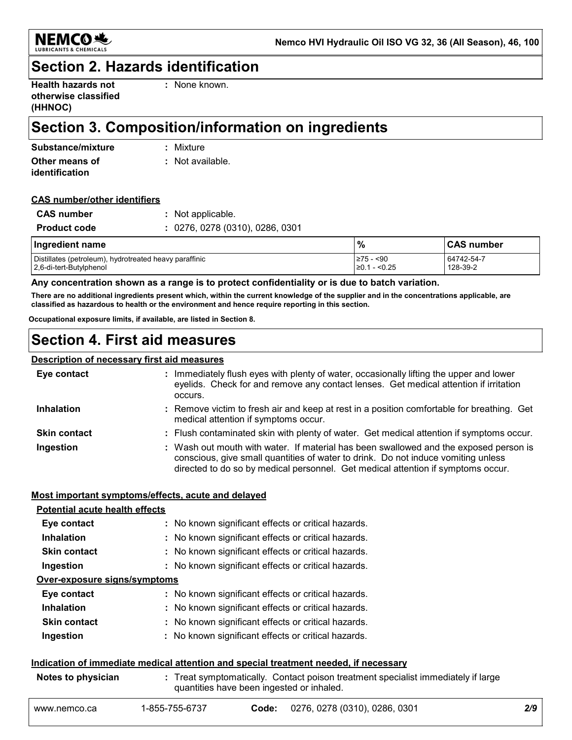## Section 2. Hazards identification

**Health hazards not otherwise classified (HHNOC)** : None known.

## Section 3. Composition/information on ingredients

**Substance/mixture** : Mixture

**Other means of identification** : Not available.

**CAS number/other identifiers**

**CAS number** : Not applicable.

**Product code** : 0276, 0278 (0310), 0286, 0301

| Ingredient name | % | CAS number |
|---|---|---|
| Distillates (petroleum), hydrotreated heavy paraffinic | ≥75 - <90 | 64742-54-7 |
| 2,6-di-tert-Butylphenol | ≥0.1 - <0.25 | 128-39-2 |

**Any concentration shown as a range is to protect confidentiality or is due to batch variation.**

**There are no additional ingredients present which, within the current knowledge of the supplier and in the concentrations applicable, are classified as hazardous to health or the environment and hence require reporting in this section.**

**Occupational exposure limits, if available, are listed in Section 8.**

## Section 4. First aid measures

**Description of necessary first aid measures**

**Eye contact** : Immediately flush eyes with plenty of water, occasionally lifting the upper and lower eyelids. Check for and remove any contact lenses. Get medical attention if irritation occurs.

**Inhalation** : Remove victim to fresh air and keep at rest in a position comfortable for breathing. Get medical attention if symptoms occur.

**Skin contact** : Flush contaminated skin with plenty of water. Get medical attention if symptoms occur.

**Ingestion** : Wash out mouth with water. If material has been swallowed and the exposed person is conscious, give small quantities of water to drink. Do not induce vomiting unless directed to do so by medical personnel. Get medical attention if symptoms occur.

**Most important symptoms/effects, acute and delayed**

**Potential acute health effects**

**Eye contact** : No known significant effects or critical hazards.

**Inhalation** : No known significant effects or critical hazards.

**Skin contact** : No known significant effects or critical hazards.

**Ingestion** : No known significant effects or critical hazards.

**Over-exposure signs/symptoms**

**Eye contact** : No known significant effects or critical hazards.

**Inhalation** : No known significant effects or critical hazards.

**Skin contact** : No known significant effects or critical hazards.

**Ingestion** : No known significant effects or critical hazards.

**Indication of immediate medical attention and special treatment needed, if necessary**

**Notes to physician** : Treat symptomatically. Contact poison treatment specialist immediately if large quantities have been ingested or inhaled.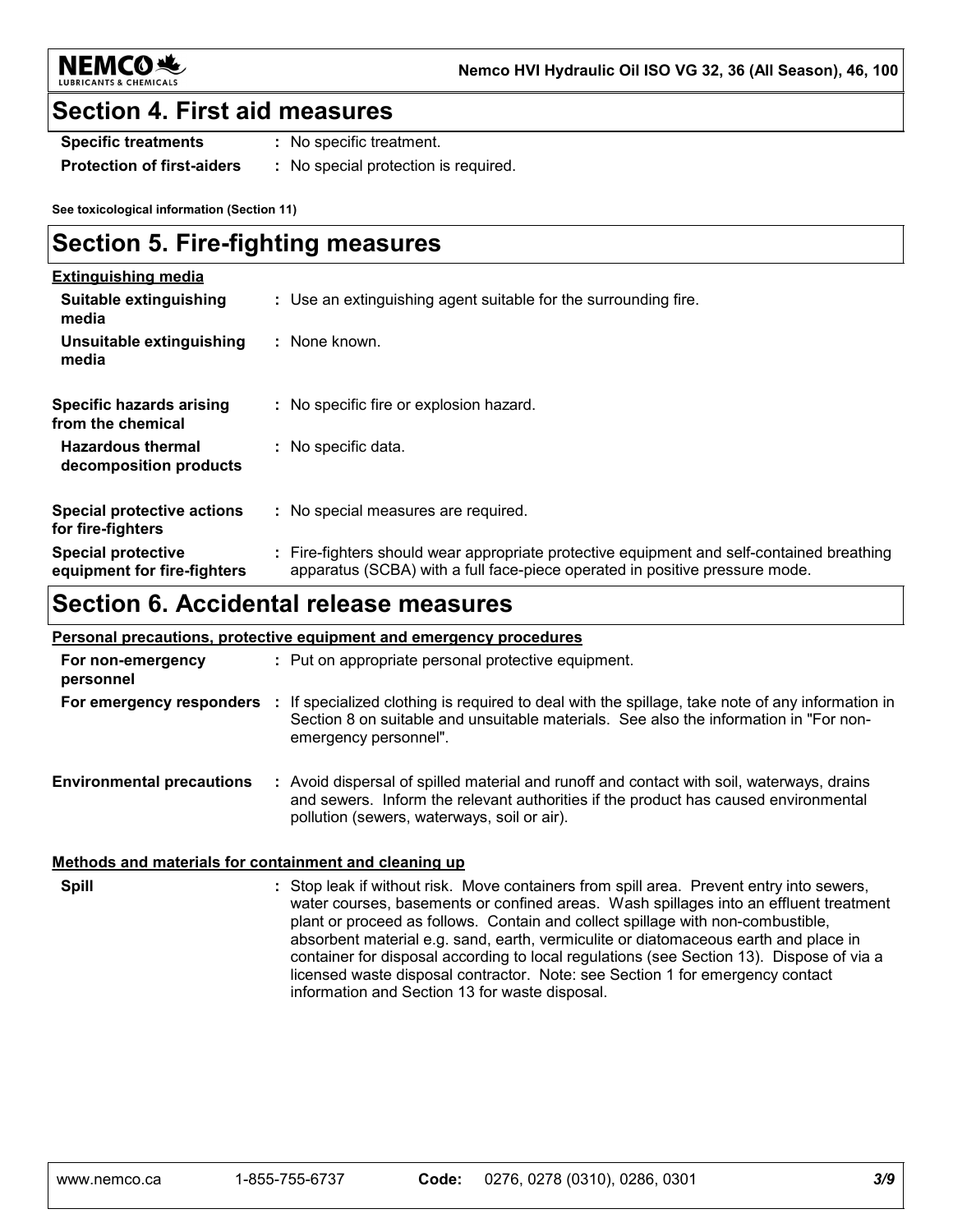## Section 4. First aid measures

| | |
|---|---|
| **Specific treatments** | : No specific treatment. |
| **Protection of first-aiders** | : No special protection is required. |

**See toxicological information (Section 11)**

## Section 5. Fire-fighting measures

**Extinguishing media**

| | |
|---|---|
| **Suitable extinguishing media** | : Use an extinguishing agent suitable for the surrounding fire. |
| **Unsuitable extinguishing media** | : None known. |
| **Specific hazards arising from the chemical** | : No specific fire or explosion hazard. |
| **Hazardous thermal decomposition products** | : No specific data. |
| **Special protective actions for fire-fighters** | : No special measures are required. |
| **Special protective equipment for fire-fighters** | : Fire-fighters should wear appropriate protective equipment and self-contained breathing apparatus (SCBA) with a full face-piece operated in positive pressure mode. |

## Section 6. Accidental release measures

**Personal precautions, protective equipment and emergency procedures**

| | |
|---|---|
| **For non-emergency personnel** | : Put on appropriate personal protective equipment. |
| **For emergency responders** | : If specialized clothing is required to deal with the spillage, take note of any information in Section 8 on suitable and unsuitable materials. See also the information in "For non-emergency personnel". |
| **Environmental precautions** | : Avoid dispersal of spilled material and runoff and contact with soil, waterways, drains and sewers. Inform the relevant authorities if the product has caused environmental pollution (sewers, waterways, soil or air). |

**Methods and materials for containment and cleaning up**

| | |
|---|---|
| **Spill** | : Stop leak if without risk. Move containers from spill area. Prevent entry into sewers, water courses, basements or confined areas. Wash spillages into an effluent treatment plant or proceed as follows. Contain and collect spillage with non-combustible, absorbent material e.g. sand, earth, vermiculite or diatomaceous earth and place in container for disposal according to local regulations (see Section 13). Dispose of via a licensed waste disposal contractor. Note: see Section 1 for emergency contact information and Section 13 for waste disposal. |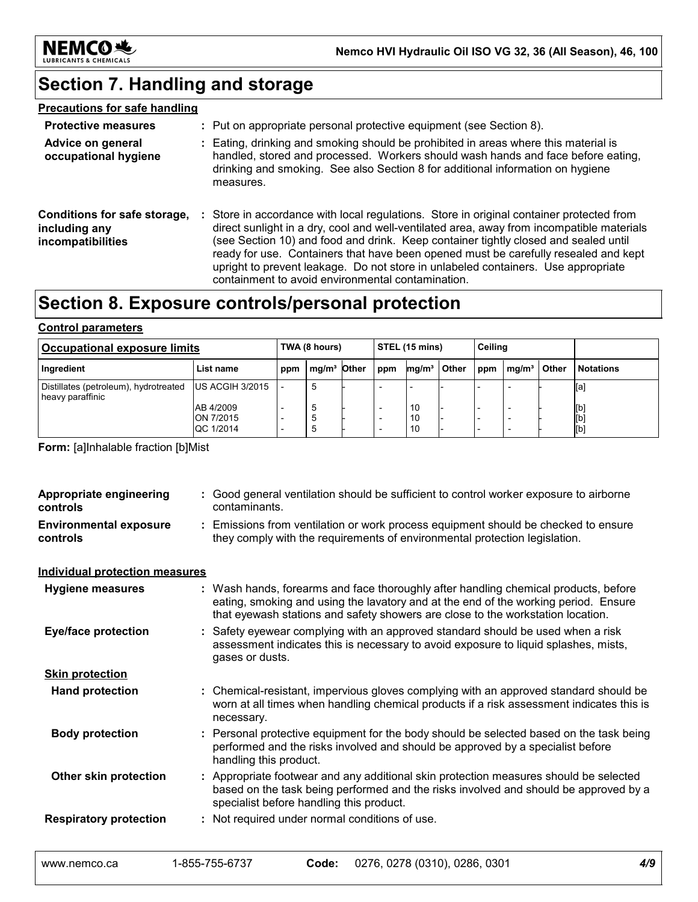# Section 7. Handling and storage

### Precautions for safe handling

**Protective measures** : Put on appropriate personal protective equipment (see Section 8).

**Advice on general occupational hygiene** : Eating, drinking and smoking should be prohibited in areas where this material is handled, stored and processed. Workers should wash hands and face before eating, drinking and smoking. See also Section 8 for additional information on hygiene measures.

**Conditions for safe storage, including any incompatibilities** : Store in accordance with local regulations. Store in original container protected from direct sunlight in a dry, cool and well-ventilated area, away from incompatible materials (see Section 10) and food and drink. Keep container tightly closed and sealed until ready for use. Containers that have been opened must be carefully resealed and kept upright to prevent leakage. Do not store in unlabeled containers. Use appropriate containment to avoid environmental contamination.

# Section 8. Exposure controls/personal protection

### Control parameters

| Occupational exposure limits | | TWA (8 hours) | | | STEL (15 mins) | | | Ceiling | | | |
|---|---|---|---|---|---|---|---|---|---|---|---|
| Ingredient | List name | ppm | mg/m³ | Other | ppm | mg/m³ | Other | ppm | mg/m³ | Other | Notations |
| Distillates (petroleum), hydrotreated heavy paraffinic | US ACGIH 3/2015 | - | 5 | - | - | - | - | - | - | - | [a] |
| | AB 4/2009 | - | 5 | - | - | 10 | - | - | - | - | [b] |
| | ON 7/2015 | - | 5 | - | - | 10 | - | - | - | - | [b] |
| | QC 1/2014 | - | 5 | - | - | 10 | - | - | - | - | [b] |

**Form:** [a]Inhalable fraction [b]Mist

**Appropriate engineering controls** : Good general ventilation should be sufficient to control worker exposure to airborne contaminants.

**Environmental exposure controls** : Emissions from ventilation or work process equipment should be checked to ensure they comply with the requirements of environmental protection legislation.

### Individual protection measures

**Hygiene measures** : Wash hands, forearms and face thoroughly after handling chemical products, before eating, smoking and using the lavatory and at the end of the working period. Ensure that eyewash stations and safety showers are close to the workstation location.

**Eye/face protection** : Safety eyewear complying with an approved standard should be used when a risk assessment indicates this is necessary to avoid exposure to liquid splashes, mists, gases or dusts.

**Skin protection**

**Hand protection** : Chemical-resistant, impervious gloves complying with an approved standard should be worn at all times when handling chemical products if a risk assessment indicates this is necessary.

**Body protection** : Personal protective equipment for the body should be selected based on the task being performed and the risks involved and should be approved by a specialist before handling this product.

**Other skin protection** : Appropriate footwear and any additional skin protection measures should be selected based on the task being performed and the risks involved and should be approved by a specialist before handling this product.

**Respiratory protection** : Not required under normal conditions of use.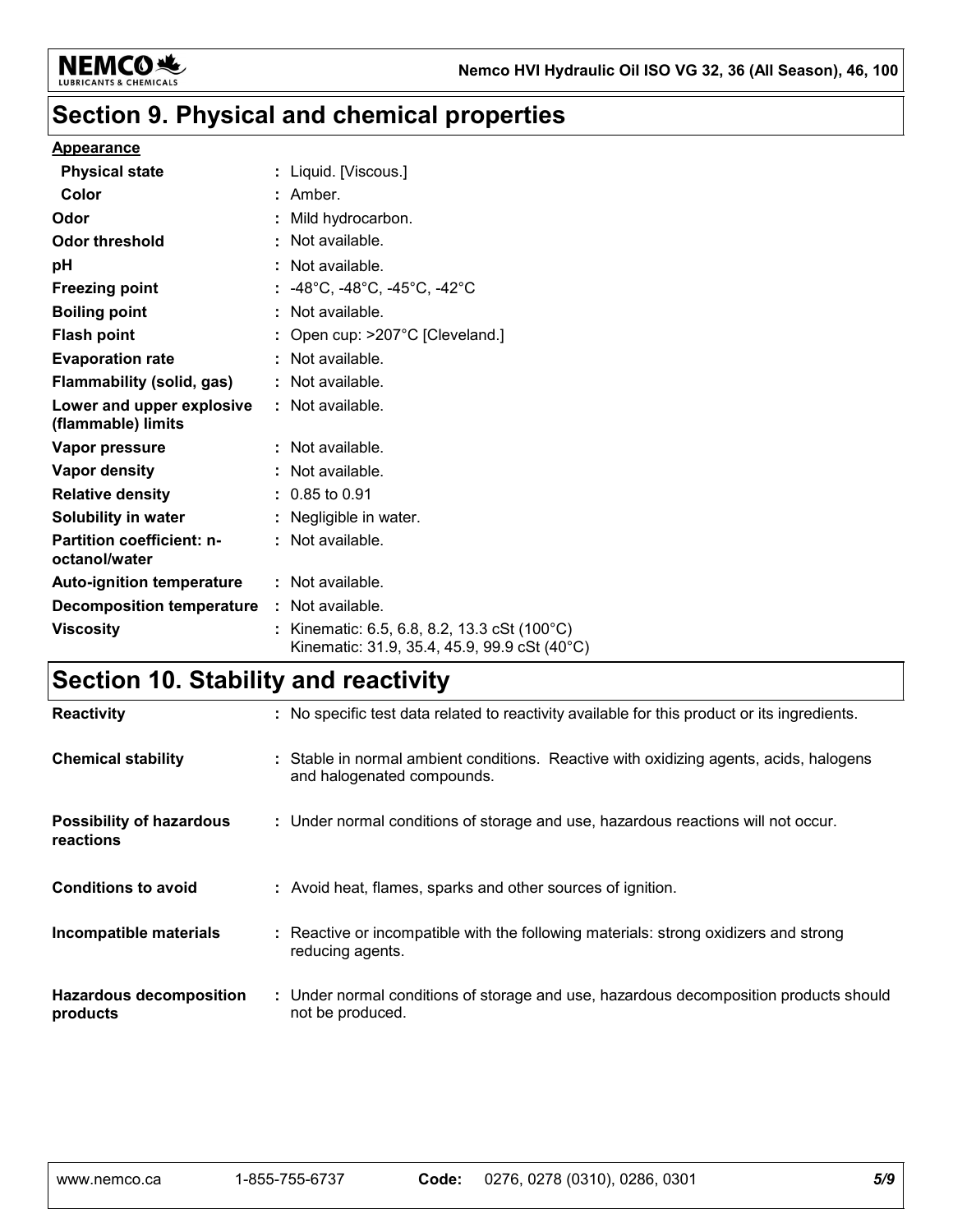# Section 9. Physical and chemical properties

**Appearance**

| | |
|---|---|
| **Physical state** | : Liquid. [Viscous.] |
| **Color** | : Amber. |
| **Odor** | : Mild hydrocarbon. |
| **Odor threshold** | : Not available. |
| **pH** | : Not available. |
| **Freezing point** | : -48°C, -48°C, -45°C, -42°C |
| **Boiling point** | : Not available. |
| **Flash point** | : Open cup: >207°C [Cleveland.] |
| **Evaporation rate** | : Not available. |
| **Flammability (solid, gas)** | : Not available. |
| **Lower and upper explosive (flammable) limits** | : Not available. |
| **Vapor pressure** | : Not available. |
| **Vapor density** | : Not available. |
| **Relative density** | : 0.85 to 0.91 |
| **Solubility in water** | : Negligible in water. |
| **Partition coefficient: n-octanol/water** | : Not available. |
| **Auto-ignition temperature** | : Not available. |
| **Decomposition temperature** | : Not available. |
| **Viscosity** | : Kinematic: 6.5, 6.8, 8.2, 13.3 cSt (100°C)<br>Kinematic: 31.9, 35.4, 45.9, 99.9 cSt (40°C) |

# Section 10. Stability and reactivity

| | |
|---|---|
| **Reactivity** | : No specific test data related to reactivity available for this product or its ingredients. |
| **Chemical stability** | : Stable in normal ambient conditions. Reactive with oxidizing agents, acids, halogens and halogenated compounds. |
| **Possibility of hazardous reactions** | : Under normal conditions of storage and use, hazardous reactions will not occur. |
| **Conditions to avoid** | : Avoid heat, flames, sparks and other sources of ignition. |
| **Incompatible materials** | : Reactive or incompatible with the following materials: strong oxidizers and strong reducing agents. |
| **Hazardous decomposition products** | : Under normal conditions of storage and use, hazardous decomposition products should not be produced. |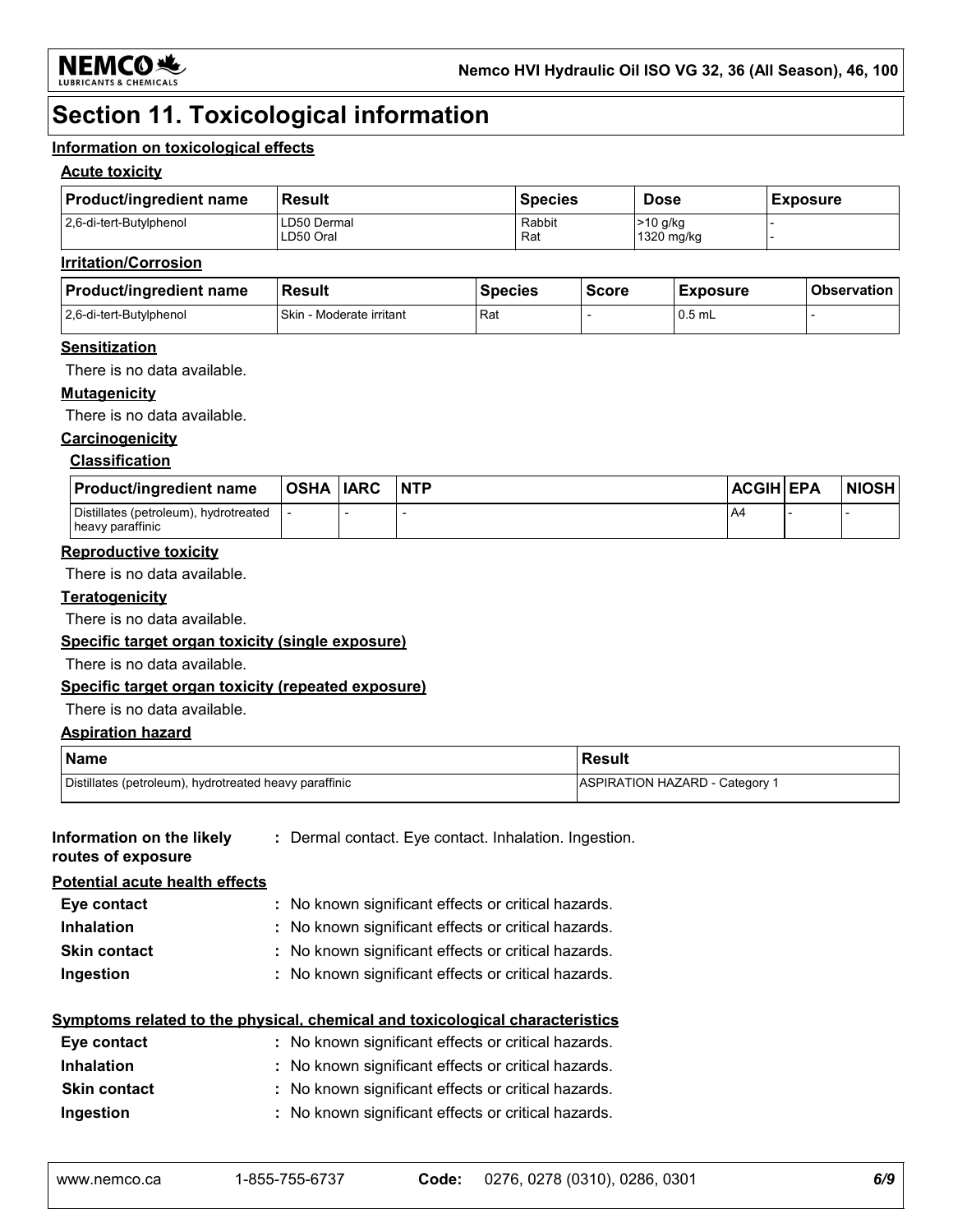# Section 11. Toxicological information

### Information on toxicological effects

#### Acute toxicity

| Product/ingredient name | Result | Species | Dose | Exposure |
|---|---|---|---|---|
| 2,6-di-tert-Butylphenol | LD50 Dermal<br>LD50 Oral | Rabbit<br>Rat | >10 g/kg<br>1320 mg/kg | -<br>- |

#### Irritation/Corrosion

| Product/ingredient name | Result | Species | Score | Exposure | Observation |
|---|---|---|---|---|---|
| 2,6-di-tert-Butylphenol | Skin - Moderate irritant | Rat | - | 0.5 mL | - |

#### Sensitization

There is no data available.

#### Mutagenicity

There is no data available.

#### Carcinogenicity

##### Classification

| Product/ingredient name | OSHA | IARC | NTP | ACGIH | EPA | NIOSH |
|---|---|---|---|---|---|---|
| Distillates (petroleum), hydrotreated heavy paraffinic | - | - | - | A4 | - | - |

#### Reproductive toxicity

There is no data available.

#### Teratogenicity

There is no data available.

#### Specific target organ toxicity (single exposure)

There is no data available.

#### Specific target organ toxicity (repeated exposure)

There is no data available.

#### Aspiration hazard

| Name | Result |
|---|---|
| Distillates (petroleum), hydrotreated heavy paraffinic | ASPIRATION HAZARD - Category 1 |

**Information on the likely routes of exposure** : Dermal contact. Eye contact. Inhalation. Ingestion.

**Potential acute health effects**

- **Eye contact** : No known significant effects or critical hazards.
- **Inhalation** : No known significant effects or critical hazards.
- **Skin contact** : No known significant effects or critical hazards.
- **Ingestion** : No known significant effects or critical hazards.

**Symptoms related to the physical, chemical and toxicological characteristics**

- **Eye contact** : No known significant effects or critical hazards.
- **Inhalation** : No known significant effects or critical hazards.
- **Skin contact** : No known significant effects or critical hazards.
- **Ingestion** : No known significant effects or critical hazards.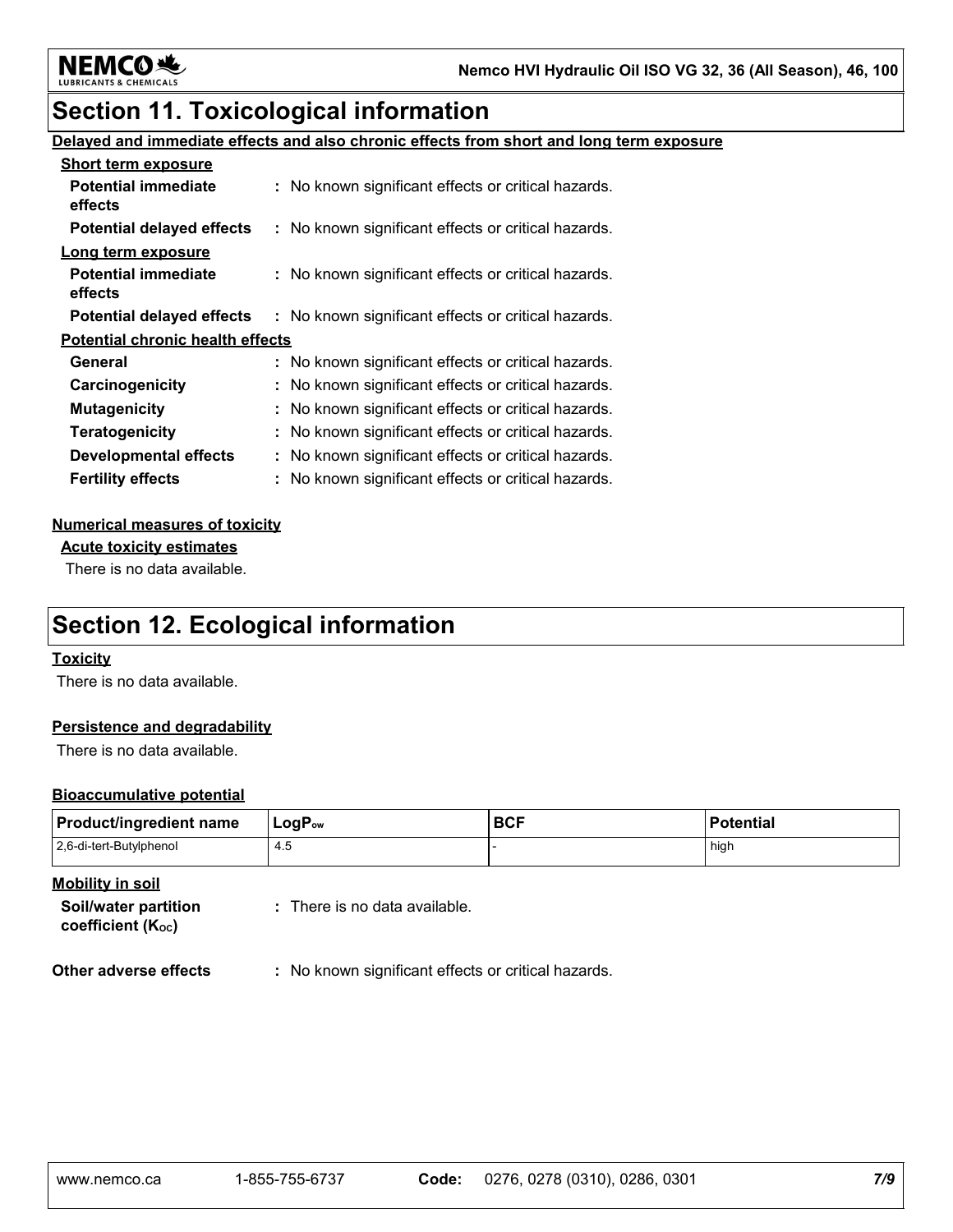# Section 11. Toxicological information

**Delayed and immediate effects and also chronic effects from short and long term exposure**

**Short term exposure**

**Potential immediate effects** : No known significant effects or critical hazards.

**Potential delayed effects** : No known significant effects or critical hazards.

**Long term exposure**

**Potential immediate effects** : No known significant effects or critical hazards.

**Potential delayed effects** : No known significant effects or critical hazards.

**Potential chronic health effects**

**General** : No known significant effects or critical hazards.

**Carcinogenicity** : No known significant effects or critical hazards.

**Mutagenicity** : No known significant effects or critical hazards.

**Teratogenicity** : No known significant effects or critical hazards.

**Developmental effects** : No known significant effects or critical hazards.

**Fertility effects** : No known significant effects or critical hazards.

**Numerical measures of toxicity**

**Acute toxicity estimates**

There is no data available.

# Section 12. Ecological information

**Toxicity**

There is no data available.

**Persistence and degradability**

There is no data available.

**Bioaccumulative potential**

| Product/ingredient name | $LogP_{ow}$ | BCF | Potential |
|---|---|---|---|
| 2,6-di-tert-Butylphenol | 4.5 | - | high |

**Mobility in soil**

**Soil/water partition coefficient ($K_{OC}$)** : There is no data available.

**Other adverse effects** : No known significant effects or critical hazards.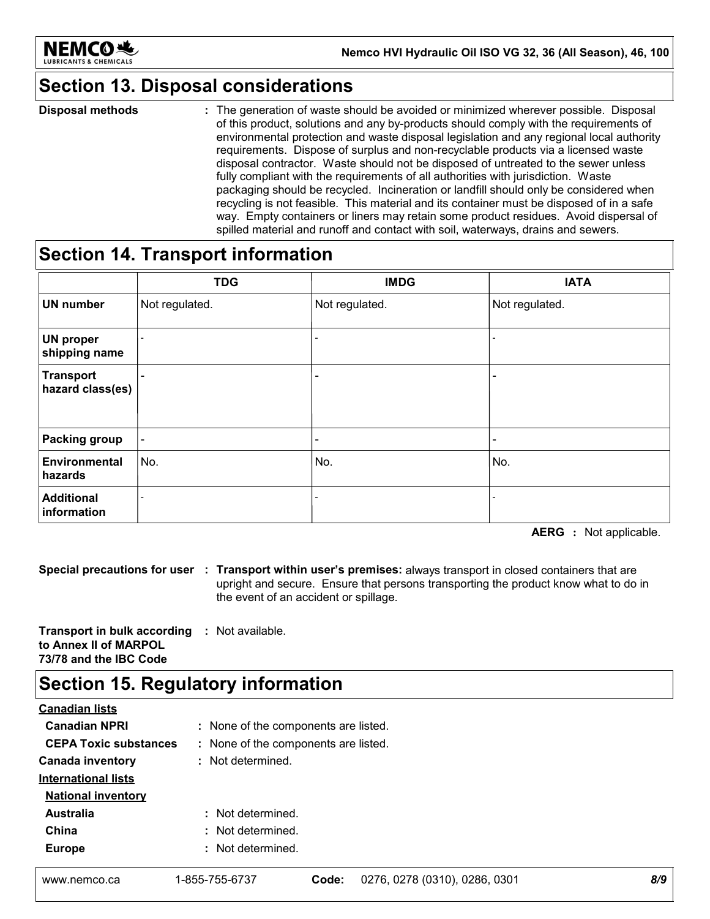## Section 13. Disposal considerations

**Disposal methods** : The generation of waste should be avoided or minimized wherever possible. Disposal of this product, solutions and any by-products should comply with the requirements of environmental protection and waste disposal legislation and any regional local authority requirements. Dispose of surplus and non-recyclable products via a licensed waste disposal contractor. Waste should not be disposed of untreated to the sewer unless fully compliant with the requirements of all authorities with jurisdiction. Waste packaging should be recycled. Incineration or landfill should only be considered when recycling is not feasible. This material and its container must be disposed of in a safe way. Empty containers or liners may retain some product residues. Avoid dispersal of spilled material and runoff and contact with soil, waterways, drains and sewers.

## Section 14. Transport information

| | TDG | IMDG | IATA |
|---|---|---|---|
| **UN number** | Not regulated. | Not regulated. | Not regulated. |
| **UN proper shipping name** | - | - | - |
| **Transport hazard class(es)** | - | - | - |
| **Packing group** | - | - | - |
| **Environmental hazards** | No. | No. | No. |
| **Additional information** | - | - | - |

**AERG** : Not applicable.

**Special precautions for user** : **Transport within user's premises:** always transport in closed containers that are upright and secure. Ensure that persons transporting the product know what to do in the event of an accident or spillage.

**Transport in bulk according to Annex II of MARPOL 73/78 and the IBC Code** : Not available.

## Section 15. Regulatory information

**Canadian lists**

**Canadian NPRI** : None of the components are listed.

**CEPA Toxic substances** : None of the components are listed.

**Canada inventory** : Not determined.

**International lists**

**National inventory**

**Australia** : Not determined.

**China** : Not determined.

**Europe** : Not determined.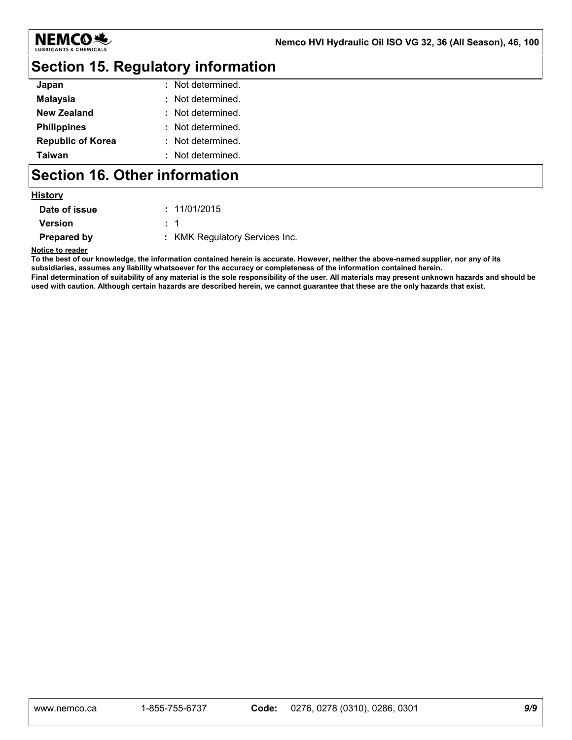## Section 15. Regulatory information

| | |
|---|---|
| **Japan** | : Not determined. |
| **Malaysia** | : Not determined. |
| **New Zealand** | : Not determined. |
| **Philippines** | : Not determined. |
| **Republic of Korea** | : Not determined. |
| **Taiwan** | : Not determined. |

## Section 16. Other information

**History**

| | |
|---|---|
| **Date of issue** | : 11/01/2015 |
| **Version** | : 1 |
| **Prepared by** | : KMK Regulatory Services Inc. |

**Notice to reader**

**To the best of our knowledge, the information contained herein is accurate. However, neither the above-named supplier, nor any of its subsidiaries, assumes any liability whatsoever for the accuracy or completeness of the information contained herein.**
**Final determination of suitability of any material is the sole responsibility of the user. All materials may present unknown hazards and should be used with caution. Although certain hazards are described herein, we cannot guarantee that these are the only hazards that exist.**